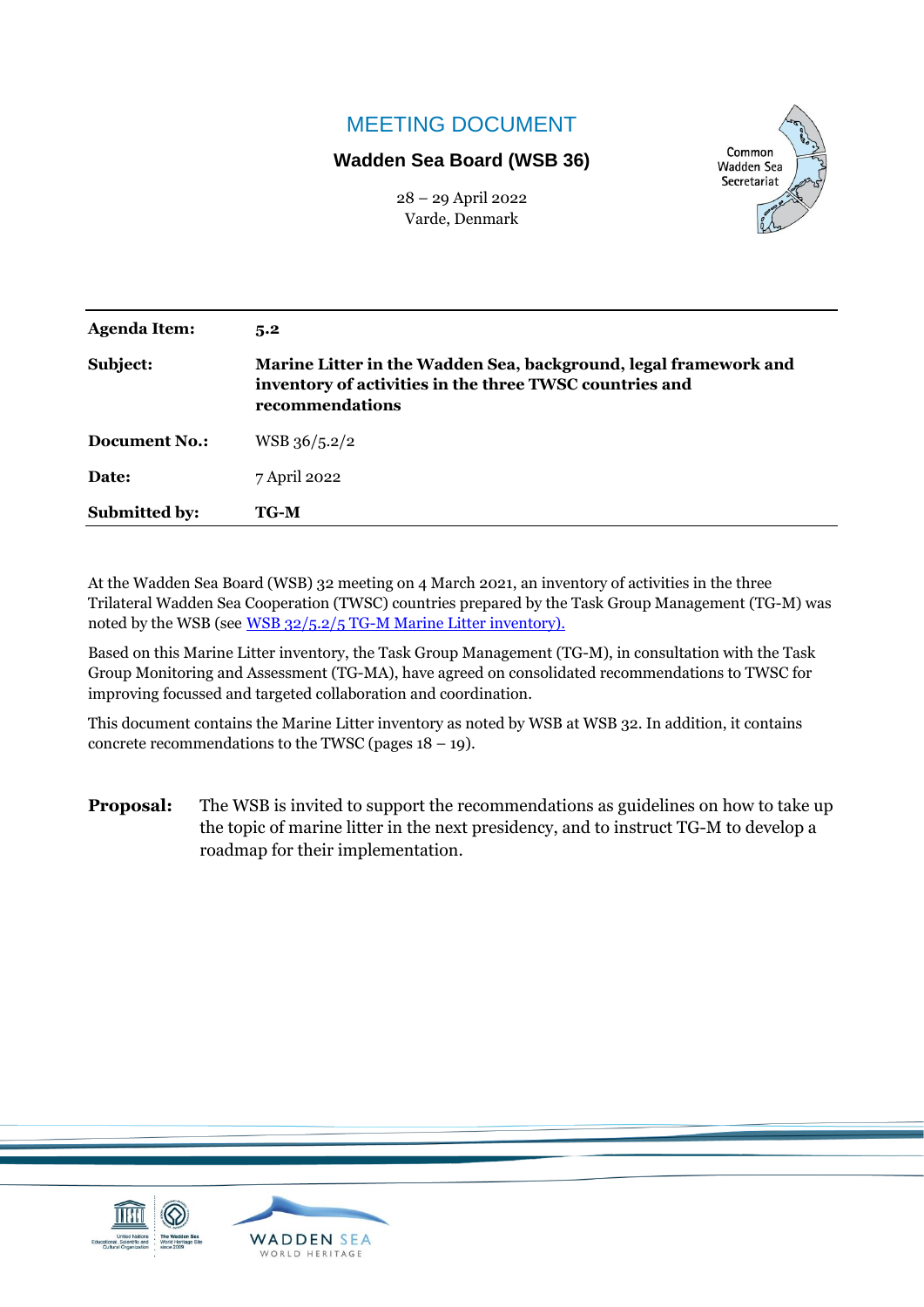# MEETING DOCUMENT

**Wadden Sea Board (WSB 36)**

28 – 29 April 2022
Varde, Denmark

| | |
|---|---|
| **Agenda Item:** | **5.2** |
| **Subject:** | **Marine Litter in the Wadden Sea, background, legal framework and inventory of activities in the three TWSC countries and recommendations** |
| **Document No.:** | WSB 36/5.2/2 |
| **Date:** | 7 April 2022 |
| **Submitted by:** | **TG-M** |

At the Wadden Sea Board (WSB) 32 meeting on 4 March 2021, an inventory of activities in the three Trilateral Wadden Sea Cooperation (TWSC) countries prepared by the Task Group Management (TG-M) was noted by the WSB (see WSB 32/5.2/5 TG-M Marine Litter inventory).

Based on this Marine Litter inventory, the Task Group Management (TG-M), in consultation with the Task Group Monitoring and Assessment (TG-MA), have agreed on consolidated recommendations to TWSC for improving focussed and targeted collaboration and coordination.

This document contains the Marine Litter inventory as noted by WSB at WSB 32. In addition, it contains concrete recommendations to the TWSC (pages 18 – 19).

**Proposal:** The WSB is invited to support the recommendations as guidelines on how to take up the topic of marine litter in the next presidency, and to instruct TG-M to develop a roadmap for their implementation.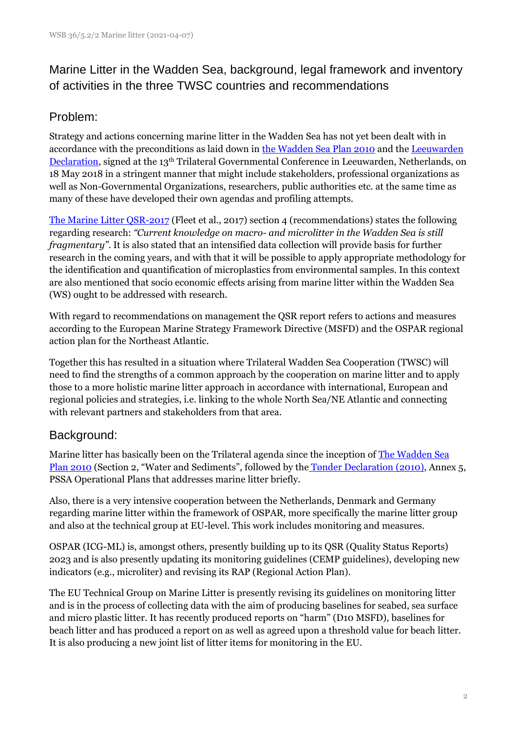# Marine Litter in the Wadden Sea, background, legal framework and inventory of activities in the three TWSC countries and recommendations

## Problem:

Strategy and actions concerning marine litter in the Wadden Sea has not yet been dealt with in accordance with the preconditions as laid down in the Wadden Sea Plan 2010 and the Leeuwarden Declaration, signed at the 13th Trilateral Governmental Conference in Leeuwarden, Netherlands, on 18 May 2018 in a stringent manner that might include stakeholders, professional organizations as well as Non-Governmental Organizations, researchers, public authorities etc. at the same time as many of these have developed their own agendas and profiling attempts.

The Marine Litter QSR-2017 (Fleet et al., 2017) section 4 (recommendations) states the following regarding research: *"Current knowledge on macro- and microlitter in the Wadden Sea is still fragmentary"*. It is also stated that an intensified data collection will provide basis for further research in the coming years, and with that it will be possible to apply appropriate methodology for the identification and quantification of microplastics from environmental samples. In this context are also mentioned that socio economic effects arising from marine litter within the Wadden Sea (WS) ought to be addressed with research.

With regard to recommendations on management the QSR report refers to actions and measures according to the European Marine Strategy Framework Directive (MSFD) and the OSPAR regional action plan for the Northeast Atlantic.

Together this has resulted in a situation where Trilateral Wadden Sea Cooperation (TWSC) will need to find the strengths of a common approach by the cooperation on marine litter and to apply those to a more holistic marine litter approach in accordance with international, European and regional policies and strategies, i.e. linking to the whole North Sea/NE Atlantic and connecting with relevant partners and stakeholders from that area.

## Background:

Marine litter has basically been on the Trilateral agenda since the inception of The Wadden Sea Plan 2010 (Section 2, "Water and Sediments", followed by the Tønder Declaration (2010), Annex 5, PSSA Operational Plans that addresses marine litter briefly.

Also, there is a very intensive cooperation between the Netherlands, Denmark and Germany regarding marine litter within the framework of OSPAR, more specifically the marine litter group and also at the technical group at EU-level. This work includes monitoring and measures.

OSPAR (ICG-ML) is, amongst others, presently building up to its QSR (Quality Status Reports) 2023 and is also presently updating its monitoring guidelines (CEMP guidelines), developing new indicators (e.g., microliter) and revising its RAP (Regional Action Plan).

The EU Technical Group on Marine Litter is presently revising its guidelines on monitoring litter and is in the process of collecting data with the aim of producing baselines for seabed, sea surface and micro plastic litter. It has recently produced reports on "harm" (D10 MSFD), baselines for beach litter and has produced a report on as well as agreed upon a threshold value for beach litter. It is also producing a new joint list of litter items for monitoring in the EU.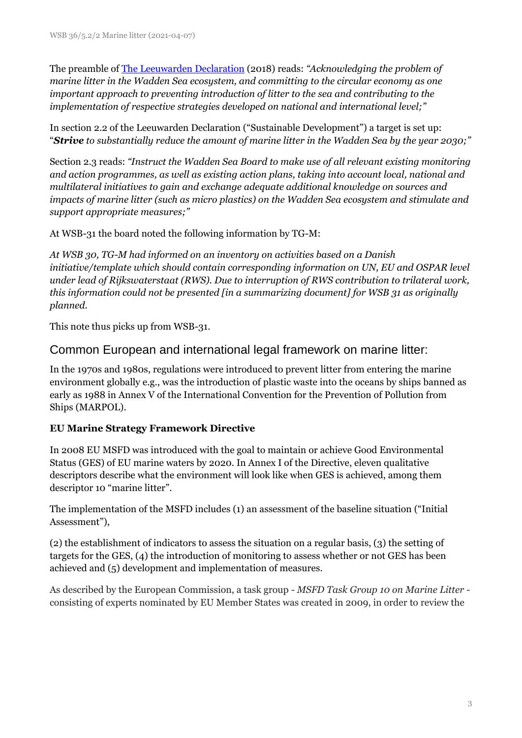The preamble of [The Leeuwarden Declaration](#) (2018) reads: *"Acknowledging the problem of marine litter in the Wadden Sea ecosystem, and committing to the circular economy as one important approach to preventing introduction of litter to the sea and contributing to the implementation of respective strategies developed on national and international level;"*

In section 2.2 of the Leeuwarden Declaration ("Sustainable Development") a target is set up: "***Strive*** *to substantially reduce the amount of marine litter in the Wadden Sea by the year 2030;"*

Section 2.3 reads: *"Instruct the Wadden Sea Board to make use of all relevant existing monitoring and action programmes, as well as existing action plans, taking into account local, national and multilateral initiatives to gain and exchange adequate additional knowledge on sources and impacts of marine litter (such as micro plastics) on the Wadden Sea ecosystem and stimulate and support appropriate measures;"*

At WSB-31 the board noted the following information by TG-M:

*At WSB 30, TG-M had informed on an inventory on activities based on a Danish initiative/template which should contain corresponding information on UN, EU and OSPAR level under lead of Rijkswaterstaat (RWS). Due to interruption of RWS contribution to trilateral work, this information could not be presented [in a summarizing document] for WSB 31 as originally planned.*

This note thus picks up from WSB-31.

## Common European and international legal framework on marine litter:

In the 1970s and 1980s, regulations were introduced to prevent litter from entering the marine environment globally e.g., was the introduction of plastic waste into the oceans by ships banned as early as 1988 in Annex V of the International Convention for the Prevention of Pollution from Ships (MARPOL).

**EU Marine Strategy Framework Directive**

In 2008 EU MSFD was introduced with the goal to maintain or achieve Good Environmental Status (GES) of EU marine waters by 2020. In Annex I of the Directive, eleven qualitative descriptors describe what the environment will look like when GES is achieved, among them descriptor 10 "marine litter".

The implementation of the MSFD includes (1) an assessment of the baseline situation ("Initial Assessment"),

(2) the establishment of indicators to assess the situation on a regular basis, (3) the setting of targets for the GES, (4) the introduction of monitoring to assess whether or not GES has been achieved and (5) development and implementation of measures.

As described by the European Commission, a task group - *MSFD Task Group 10 on Marine Litter* - consisting of experts nominated by EU Member States was created in 2009, in order to review the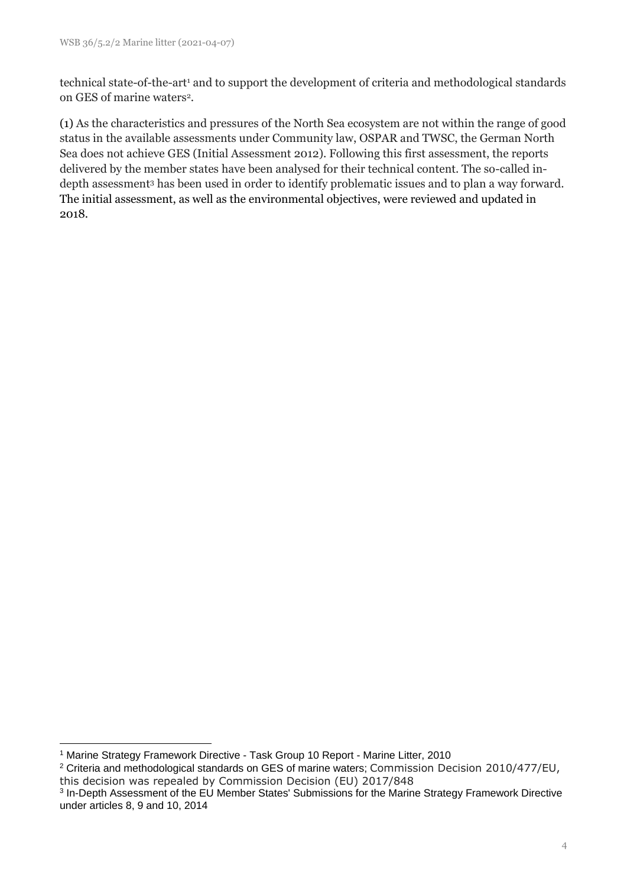technical state-of-the-art[1] and to support the development of criteria and methodological standards on GES of marine waters[2].

(1) As the characteristics and pressures of the North Sea ecosystem are not within the range of good status in the available assessments under Community law, OSPAR and TWSC, the German North Sea does not achieve GES (Initial Assessment 2012). Following this first assessment, the reports delivered by the member states have been analysed for their technical content. The so-called in-depth assessment[3] has been used in order to identify problematic issues and to plan a way forward. The initial assessment, as well as the environmental objectives, were reviewed and updated in 2018.

---

[1] Marine Strategy Framework Directive - Task Group 10 Report - Marine Litter, 2010

[2] Criteria and methodological standards on GES of marine waters; Commission Decision 2010/477/EU, this decision was repealed by Commission Decision (EU) 2017/848

[3] In-Depth Assessment of the EU Member States' Submissions for the Marine Strategy Framework Directive under articles 8, 9 and 10, 2014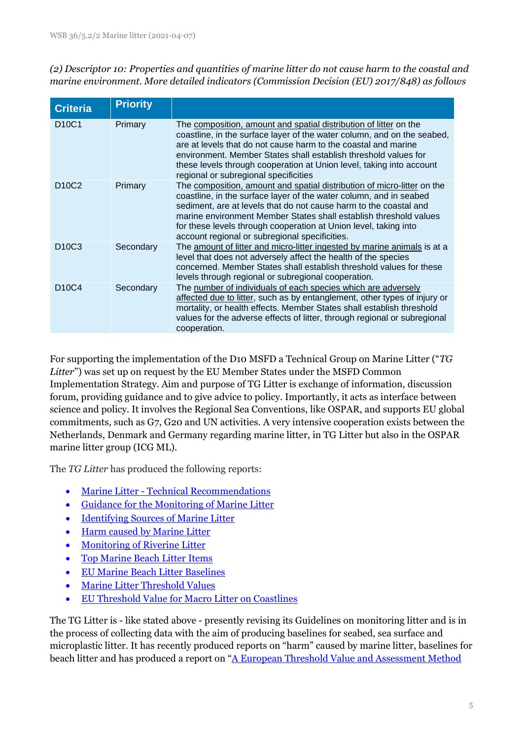*(2) Descriptor 10: Properties and quantities of marine litter do not cause harm to the coastal and marine environment. More detailed indicators (Commission Decision (EU) 2017/848) as follows*

| Criteria | Priority | |
|---|---|---|
| D10C1 | Primary | The composition, amount and spatial distribution of litter on the coastline, in the surface layer of the water column, and on the seabed, are at levels that do not cause harm to the coastal and marine environment. Member States shall establish threshold values for these levels through cooperation at Union level, taking into account regional or subregional specificities |
| D10C2 | Primary | The composition, amount and spatial distribution of micro-litter on the coastline, in the surface layer of the water column, and in seabed sediment, are at levels that do not cause harm to the coastal and marine environment Member States shall establish threshold values for these levels through cooperation at Union level, taking into account regional or subregional specificities. |
| D10C3 | Secondary | The amount of litter and micro-litter ingested by marine animals is at a level that does not adversely affect the health of the species concerned. Member States shall establish threshold values for these levels through regional or subregional cooperation. |
| D10C4 | Secondary | The number of individuals of each species which are adversely affected due to litter, such as by entanglement, other types of injury or mortality, or health effects. Member States shall establish threshold values for the adverse effects of litter, through regional or subregional cooperation. |

For supporting the implementation of the D10 MSFD a Technical Group on Marine Litter ("*TG Litter*") was set up on request by the EU Member States under the MSFD Common Implementation Strategy. Aim and purpose of TG Litter is exchange of information, discussion forum, providing guidance and to give advice to policy. Importantly, it acts as interface between science and policy. It involves the Regional Sea Conventions, like OSPAR, and supports EU global commitments, such as G7, G20 and UN activities. A very intensive cooperation exists between the Netherlands, Denmark and Germany regarding marine litter, in TG Litter but also in the OSPAR marine litter group (ICG ML).

The *TG Litter* has produced the following reports:

- Marine Litter - Technical Recommendations
- Guidance for the Monitoring of Marine Litter
- Identifying Sources of Marine Litter
- Harm caused by Marine Litter
- Monitoring of Riverine Litter
- Top Marine Beach Litter Items
- EU Marine Beach Litter Baselines
- Marine Litter Threshold Values
- EU Threshold Value for Macro Litter on Coastlines

The TG Litter is - like stated above - presently revising its Guidelines on monitoring litter and is in the process of collecting data with the aim of producing baselines for seabed, sea surface and microplastic litter. It has recently produced reports on "harm" caused by marine litter, baselines for beach litter and has produced a report on "A European Threshold Value and Assessment Method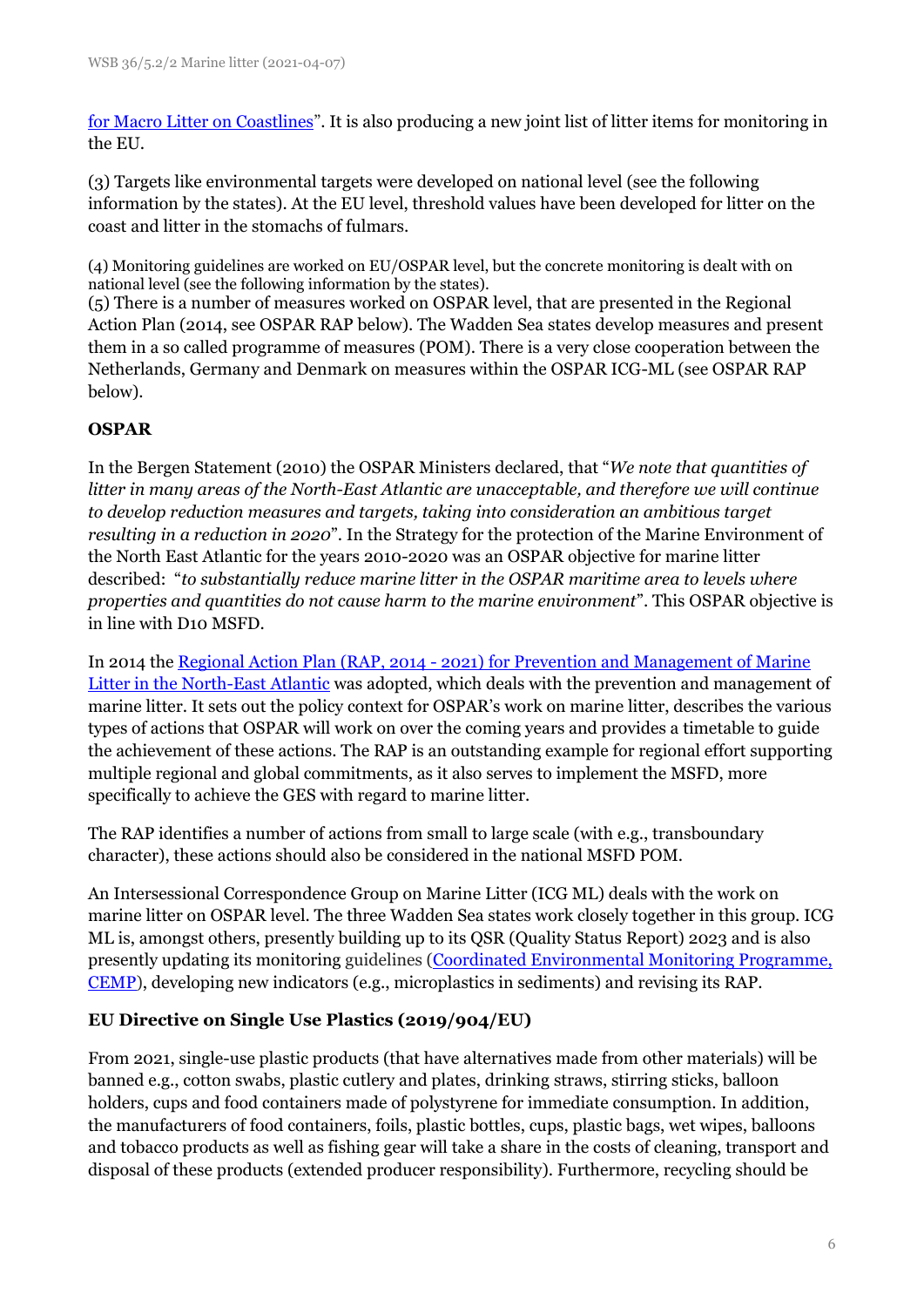[for Macro Litter on Coastlines](#)". It is also producing a new joint list of litter items for monitoring in the EU.

(3) Targets like environmental targets were developed on national level (see the following information by the states). At the EU level, threshold values have been developed for litter on the coast and litter in the stomachs of fulmars.

(4) Monitoring guidelines are worked on EU/OSPAR level, but the concrete monitoring is dealt with on national level (see the following information by the states).

(5) There is a number of measures worked on OSPAR level, that are presented in the Regional Action Plan (2014, see OSPAR RAP below). The Wadden Sea states develop measures and present them in a so called programme of measures (POM). There is a very close cooperation between the Netherlands, Germany and Denmark on measures within the OSPAR ICG-ML (see OSPAR RAP below).

**OSPAR**

In the Bergen Statement (2010) the OSPAR Ministers declared, that "*We note that quantities of litter in many areas of the North-East Atlantic are unacceptable, and therefore we will continue to develop reduction measures and targets, taking into consideration an ambitious target resulting in a reduction in 2020*". In the Strategy for the protection of the Marine Environment of the North East Atlantic for the years 2010-2020 was an OSPAR objective for marine litter described: "*to substantially reduce marine litter in the OSPAR maritime area to levels where properties and quantities do not cause harm to the marine environment*". This OSPAR objective is in line with D10 MSFD.

In 2014 the [Regional Action Plan (RAP, 2014 - 2021) for Prevention and Management of Marine Litter in the North-East Atlantic](#) was adopted, which deals with the prevention and management of marine litter. It sets out the policy context for OSPAR's work on marine litter, describes the various types of actions that OSPAR will work on over the coming years and provides a timetable to guide the achievement of these actions. The RAP is an outstanding example for regional effort supporting multiple regional and global commitments, as it also serves to implement the MSFD, more specifically to achieve the GES with regard to marine litter.

The RAP identifies a number of actions from small to large scale (with e.g., transboundary character), these actions should also be considered in the national MSFD POM.

An Intersessional Correspondence Group on Marine Litter (ICG ML) deals with the work on marine litter on OSPAR level. The three Wadden Sea states work closely together in this group. ICG ML is, amongst others, presently building up to its QSR (Quality Status Report) 2023 and is also presently updating its monitoring guidelines ([Coordinated Environmental Monitoring Programme, CEMP](#)), developing new indicators (e.g., microplastics in sediments) and revising its RAP.

**EU Directive on Single Use Plastics (2019/904/EU)**

From 2021, single-use plastic products (that have alternatives made from other materials) will be banned e.g., cotton swabs, plastic cutlery and plates, drinking straws, stirring sticks, balloon holders, cups and food containers made of polystyrene for immediate consumption. In addition, the manufacturers of food containers, foils, plastic bottles, cups, plastic bags, wet wipes, balloons and tobacco products as well as fishing gear will take a share in the costs of cleaning, transport and disposal of these products (extended producer responsibility). Furthermore, recycling should be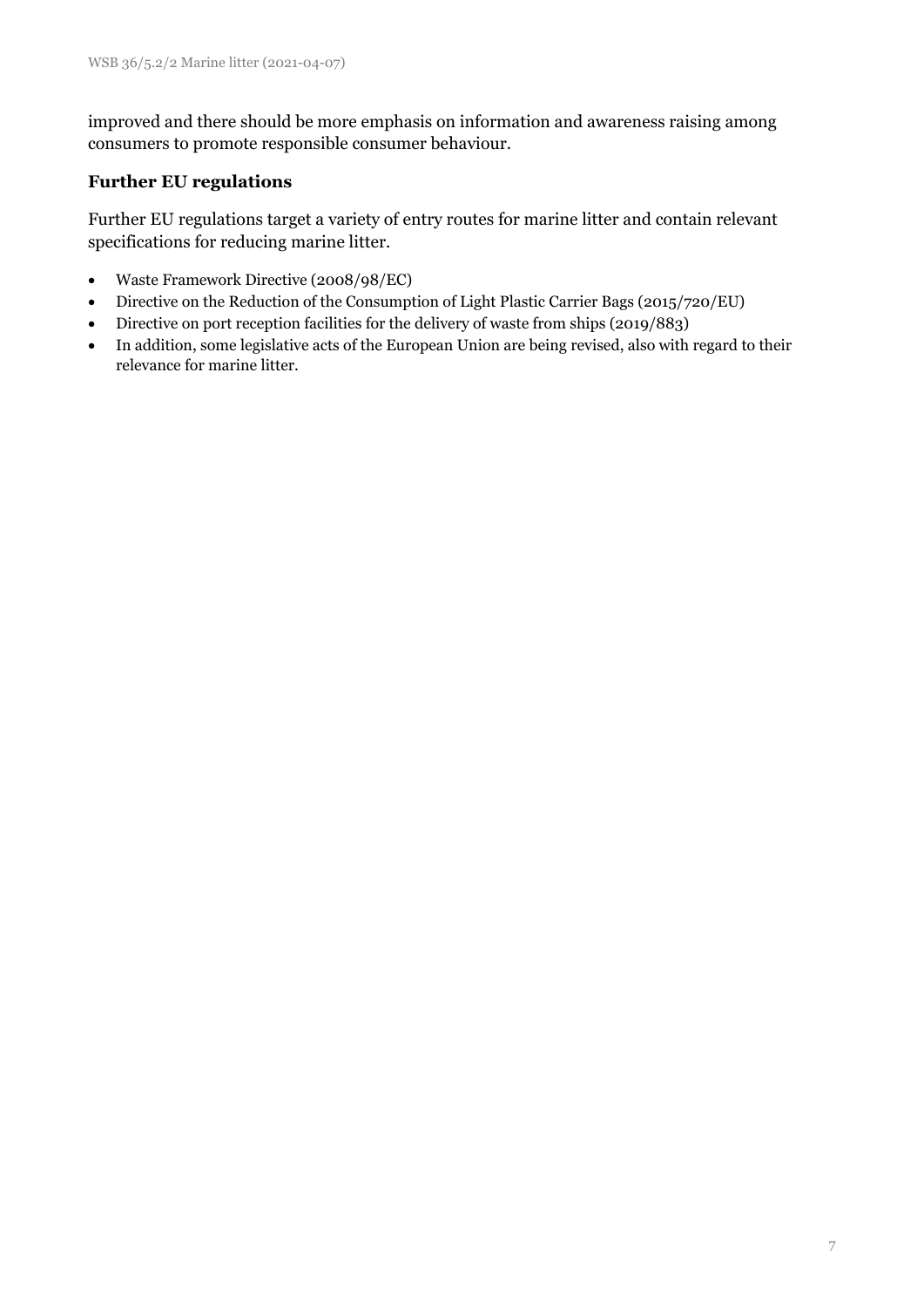improved and there should be more emphasis on information and awareness raising among consumers to promote responsible consumer behaviour.

### Further EU regulations

Further EU regulations target a variety of entry routes for marine litter and contain relevant specifications for reducing marine litter.

- Waste Framework Directive (2008/98/EC)
- Directive on the Reduction of the Consumption of Light Plastic Carrier Bags (2015/720/EU)
- Directive on port reception facilities for the delivery of waste from ships (2019/883)
- In addition, some legislative acts of the European Union are being revised, also with regard to their relevance for marine litter.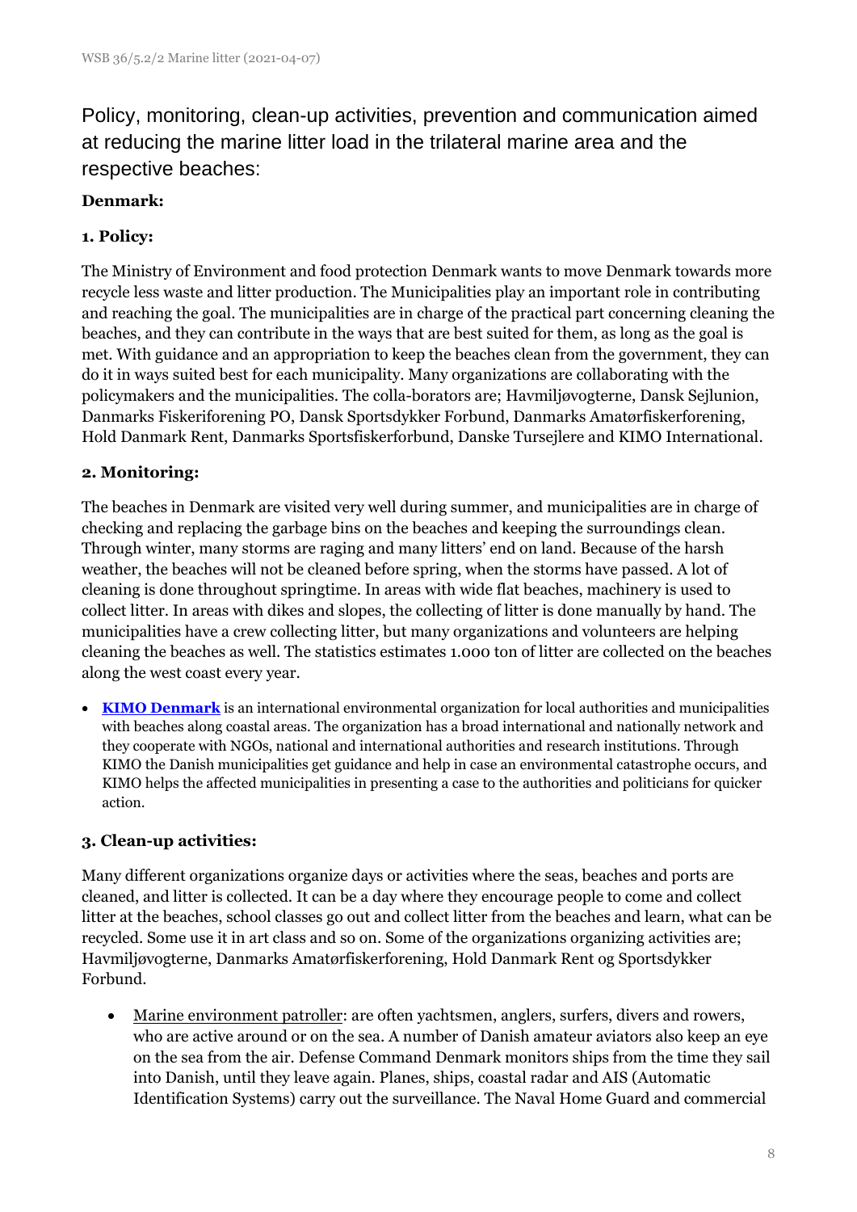## Policy, monitoring, clean-up activities, prevention and communication aimed at reducing the marine litter load in the trilateral marine area and the respective beaches:

### Denmark:

#### 1. Policy:

The Ministry of Environment and food protection Denmark wants to move Denmark towards more recycle less waste and litter production. The Municipalities play an important role in contributing and reaching the goal. The municipalities are in charge of the practical part concerning cleaning the beaches, and they can contribute in the ways that are best suited for them, as long as the goal is met. With guidance and an appropriation to keep the beaches clean from the government, they can do it in ways suited best for each municipality. Many organizations are collaborating with the policymakers and the municipalities. The colla-borators are; Havmiljøvogterne, Dansk Sejlunion, Danmarks Fiskeriforening PO, Dansk Sportsdykker Forbund, Danmarks Amatørfiskerforening, Hold Danmark Rent, Danmarks Sportsfiskerforbund, Danske Tursejlere and KIMO International.

#### 2. Monitoring:

The beaches in Denmark are visited very well during summer, and municipalities are in charge of checking and replacing the garbage bins on the beaches and keeping the surroundings clean. Through winter, many storms are raging and many litters' end on land. Because of the harsh weather, the beaches will not be cleaned before spring, when the storms have passed. A lot of cleaning is done throughout springtime. In areas with wide flat beaches, machinery is used to collect litter. In areas with dikes and slopes, the collecting of litter is done manually by hand. The municipalities have a crew collecting litter, but many organizations and volunteers are helping cleaning the beaches as well. The statistics estimates 1.000 ton of litter are collected on the beaches along the west coast every year.

- **KIMO Denmark** is an international environmental organization for local authorities and municipalities with beaches along coastal areas. The organization has a broad international and nationally network and they cooperate with NGOs, national and international authorities and research institutions. Through KIMO the Danish municipalities get guidance and help in case an environmental catastrophe occurs, and KIMO helps the affected municipalities in presenting a case to the authorities and politicians for quicker action.

#### 3. Clean-up activities:

Many different organizations organize days or activities where the seas, beaches and ports are cleaned, and litter is collected. It can be a day where they encourage people to come and collect litter at the beaches, school classes go out and collect litter from the beaches and learn, what can be recycled. Some use it in art class and so on. Some of the organizations organizing activities are; Havmiljøvogterne, Danmarks Amatørfiskerforening, Hold Danmark Rent og Sportsdykker Forbund.

- Marine environment patroller: are often yachtsmen, anglers, surfers, divers and rowers, who are active around or on the sea. A number of Danish amateur aviators also keep an eye on the sea from the air. Defense Command Denmark monitors ships from the time they sail into Danish, until they leave again. Planes, ships, coastal radar and AIS (Automatic Identification Systems) carry out the surveillance. The Naval Home Guard and commercial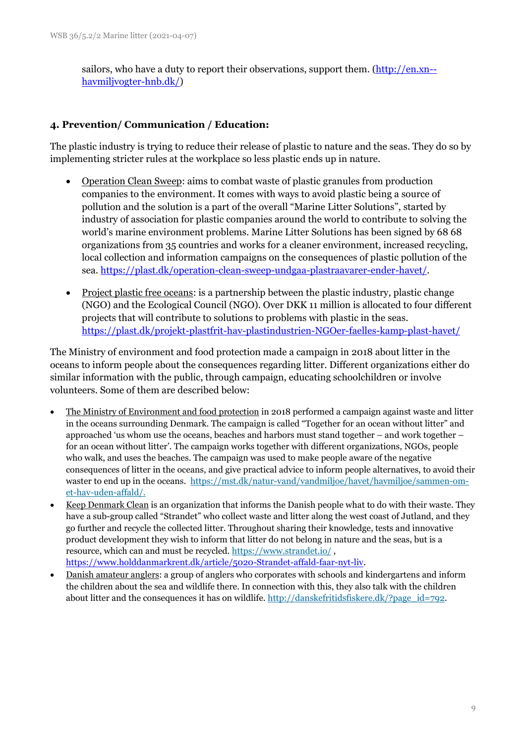sailors, who have a duty to report their observations, support them. (http://en.xn--havmiljvogter-hnb.dk/)

### 4. Prevention/ Communication / Education:

The plastic industry is trying to reduce their release of plastic to nature and the seas. They do so by implementing stricter rules at the workplace so less plastic ends up in nature.

- Operation Clean Sweep: aims to combat waste of plastic granules from production companies to the environment. It comes with ways to avoid plastic being a source of pollution and the solution is a part of the overall "Marine Litter Solutions", started by industry of association for plastic companies around the world to contribute to solving the world's marine environment problems. Marine Litter Solutions has been signed by 68 68 organizations from 35 countries and works for a cleaner environment, increased recycling, local collection and information campaigns on the consequences of plastic pollution of the sea. https://plast.dk/operation-clean-sweep-undgaa-plastraavarer-ender-havet/.

- Project plastic free oceans: is a partnership between the plastic industry, plastic change (NGO) and the Ecological Council (NGO). Over DKK 11 million is allocated to four different projects that will contribute to solutions to problems with plastic in the seas. https://plast.dk/projekt-plastfrit-hav-plastindustrien-NGOer-faelles-kamp-plast-havet/

The Ministry of environment and food protection made a campaign in 2018 about litter in the oceans to inform people about the consequences regarding litter. Different organizations either do similar information with the public, through campaign, educating schoolchildren or involve volunteers. Some of them are described below:

- The Ministry of Environment and food protection in 2018 performed a campaign against waste and litter in the oceans surrounding Denmark. The campaign is called "Together for an ocean without litter" and approached 'us whom use the oceans, beaches and harbors must stand together – and work together – for an ocean without litter'. The campaign works together with different organizations, NGOs, people who walk, and uses the beaches. The campaign was used to make people aware of the negative consequences of litter in the oceans, and give practical advice to inform people alternatives, to avoid their waster to end up in the oceans. https://mst.dk/natur-vand/vandmiljoe/havet/havmiljoe/sammen-om-et-hav-uden-affald/.
- Keep Denmark Clean is an organization that informs the Danish people what to do with their waste. They have a sub-group called "Strandet" who collect waste and litter along the west coast of Jutland, and they go further and recycle the collected litter. Throughout sharing their knowledge, tests and innovative product development they wish to inform that litter do not belong in nature and the seas, but is a resource, which can and must be recycled. https://www.strandet.io/ , https://www.holddanmarkrent.dk/article/5020-Strandet-affald-faar-nyt-liv.
- Danish amateur anglers: a group of anglers who corporates with schools and kindergartens and inform the children about the sea and wildlife there. In connection with this, they also talk with the children about litter and the consequences it has on wildlife. http://danskefritidsfiskere.dk/?page_id=792.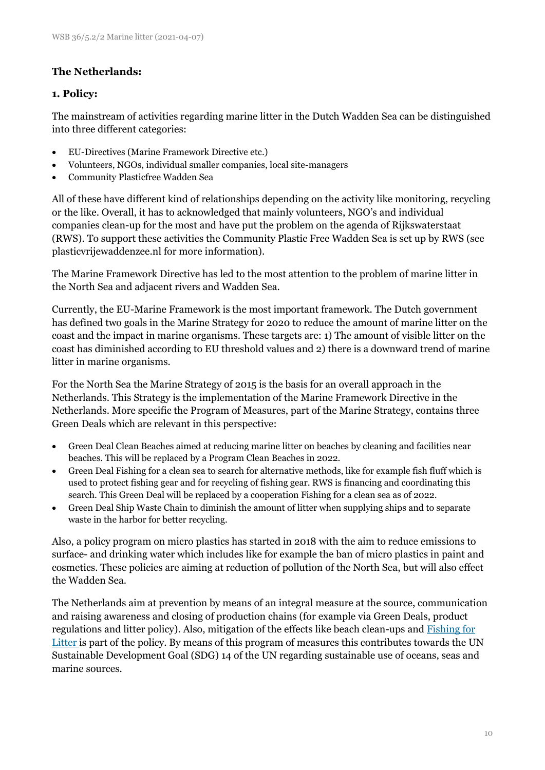**The Netherlands:**

**1. Policy:**

The mainstream of activities regarding marine litter in the Dutch Wadden Sea can be distinguished into three different categories:

- EU-Directives (Marine Framework Directive etc.)
- Volunteers, NGOs, individual smaller companies, local site-managers
- Community Plasticfree Wadden Sea

All of these have different kind of relationships depending on the activity like monitoring, recycling or the like. Overall, it has to acknowledged that mainly volunteers, NGO's and individual companies clean-up for the most and have put the problem on the agenda of Rijkswaterstaat (RWS). To support these activities the Community Plastic Free Wadden Sea is set up by RWS (see plasticvrijewaddenzee.nl for more information).

The Marine Framework Directive has led to the most attention to the problem of marine litter in the North Sea and adjacent rivers and Wadden Sea.

Currently, the EU-Marine Framework is the most important framework. The Dutch government has defined two goals in the Marine Strategy for 2020 to reduce the amount of marine litter on the coast and the impact in marine organisms. These targets are: 1) The amount of visible litter on the coast has diminished according to EU threshold values and 2) there is a downward trend of marine litter in marine organisms.

For the North Sea the Marine Strategy of 2015 is the basis for an overall approach in the Netherlands. This Strategy is the implementation of the Marine Framework Directive in the Netherlands. More specific the Program of Measures, part of the Marine Strategy, contains three Green Deals which are relevant in this perspective:

- Green Deal Clean Beaches aimed at reducing marine litter on beaches by cleaning and facilities near beaches. This will be replaced by a Program Clean Beaches in 2022.
- Green Deal Fishing for a clean sea to search for alternative methods, like for example fish fluff which is used to protect fishing gear and for recycling of fishing gear. RWS is financing and coordinating this search. This Green Deal will be replaced by a cooperation Fishing for a clean sea as of 2022.
- Green Deal Ship Waste Chain to diminish the amount of litter when supplying ships and to separate waste in the harbor for better recycling.

Also, a policy program on micro plastics has started in 2018 with the aim to reduce emissions to surface- and drinking water which includes like for example the ban of micro plastics in paint and cosmetics. These policies are aiming at reduction of pollution of the North Sea, but will also effect the Wadden Sea.

The Netherlands aim at prevention by means of an integral measure at the source, communication and raising awareness and closing of production chains (for example via Green Deals, product regulations and litter policy). Also, mitigation of the effects like beach clean-ups and Fishing for Litter is part of the policy. By means of this program of measures this contributes towards the UN Sustainable Development Goal (SDG) 14 of the UN regarding sustainable use of oceans, seas and marine sources.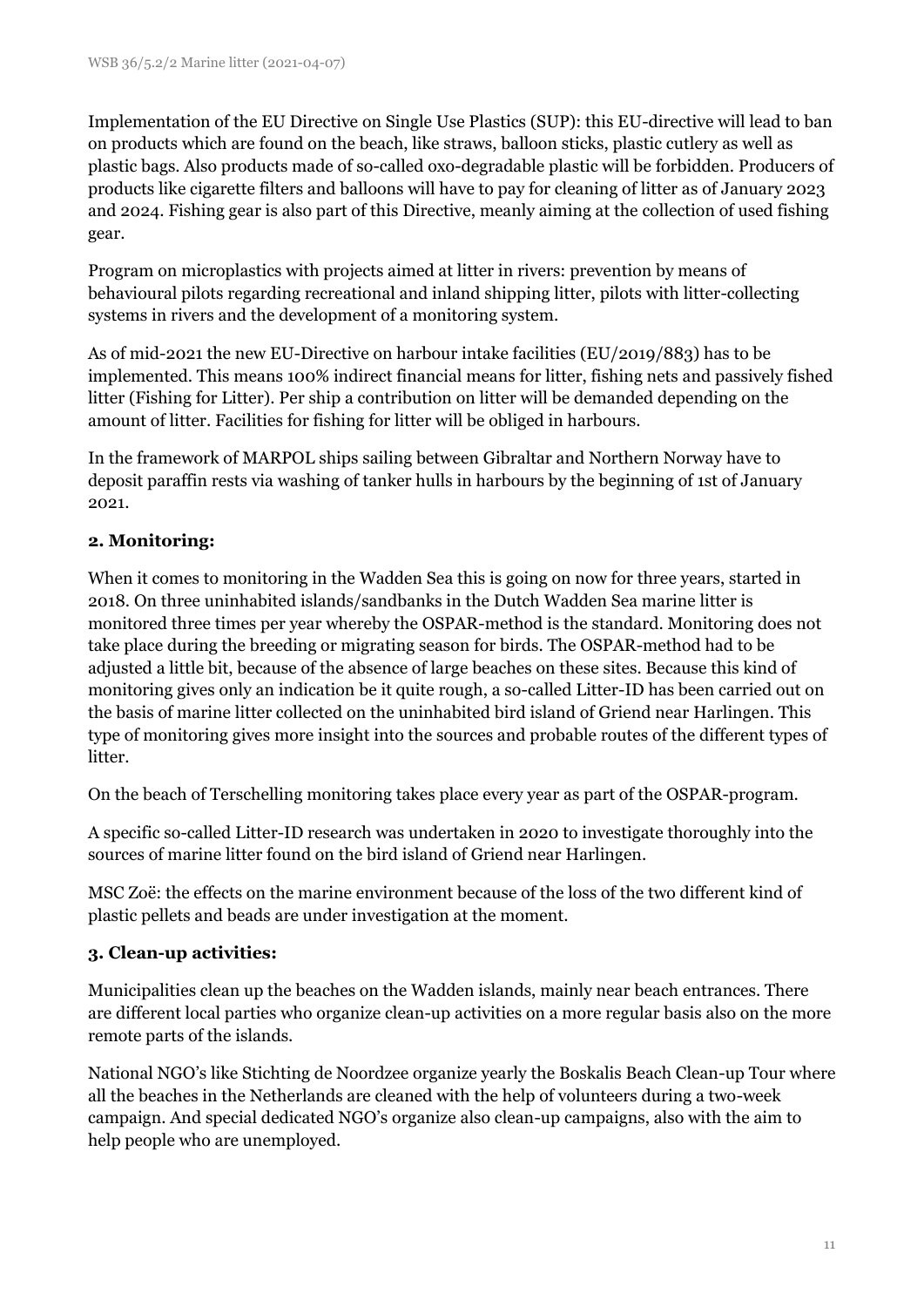Implementation of the EU Directive on Single Use Plastics (SUP): this EU-directive will lead to ban on products which are found on the beach, like straws, balloon sticks, plastic cutlery as well as plastic bags. Also products made of so-called oxo-degradable plastic will be forbidden. Producers of products like cigarette filters and balloons will have to pay for cleaning of litter as of January 2023 and 2024. Fishing gear is also part of this Directive, meanly aiming at the collection of used fishing gear.

Program on microplastics with projects aimed at litter in rivers: prevention by means of behavioural pilots regarding recreational and inland shipping litter, pilots with litter-collecting systems in rivers and the development of a monitoring system.

As of mid-2021 the new EU-Directive on harbour intake facilities (EU/2019/883) has to be implemented. This means 100% indirect financial means for litter, fishing nets and passively fished litter (Fishing for Litter). Per ship a contribution on litter will be demanded depending on the amount of litter. Facilities for fishing for litter will be obliged in harbours.

In the framework of MARPOL ships sailing between Gibraltar and Northern Norway have to deposit paraffin rests via washing of tanker hulls in harbours by the beginning of 1st of January 2021.

### 2. Monitoring:

When it comes to monitoring in the Wadden Sea this is going on now for three years, started in 2018. On three uninhabited islands/sandbanks in the Dutch Wadden Sea marine litter is monitored three times per year whereby the OSPAR-method is the standard. Monitoring does not take place during the breeding or migrating season for birds. The OSPAR-method had to be adjusted a little bit, because of the absence of large beaches on these sites. Because this kind of monitoring gives only an indication be it quite rough, a so-called Litter-ID has been carried out on the basis of marine litter collected on the uninhabited bird island of Griend near Harlingen. This type of monitoring gives more insight into the sources and probable routes of the different types of litter.

On the beach of Terschelling monitoring takes place every year as part of the OSPAR-program.

A specific so-called Litter-ID research was undertaken in 2020 to investigate thoroughly into the sources of marine litter found on the bird island of Griend near Harlingen.

MSC Zoë: the effects on the marine environment because of the loss of the two different kind of plastic pellets and beads are under investigation at the moment.

### 3. Clean-up activities:

Municipalities clean up the beaches on the Wadden islands, mainly near beach entrances. There are different local parties who organize clean-up activities on a more regular basis also on the more remote parts of the islands.

National NGO's like Stichting de Noordzee organize yearly the Boskalis Beach Clean-up Tour where all the beaches in the Netherlands are cleaned with the help of volunteers during a two-week campaign. And special dedicated NGO's organize also clean-up campaigns, also with the aim to help people who are unemployed.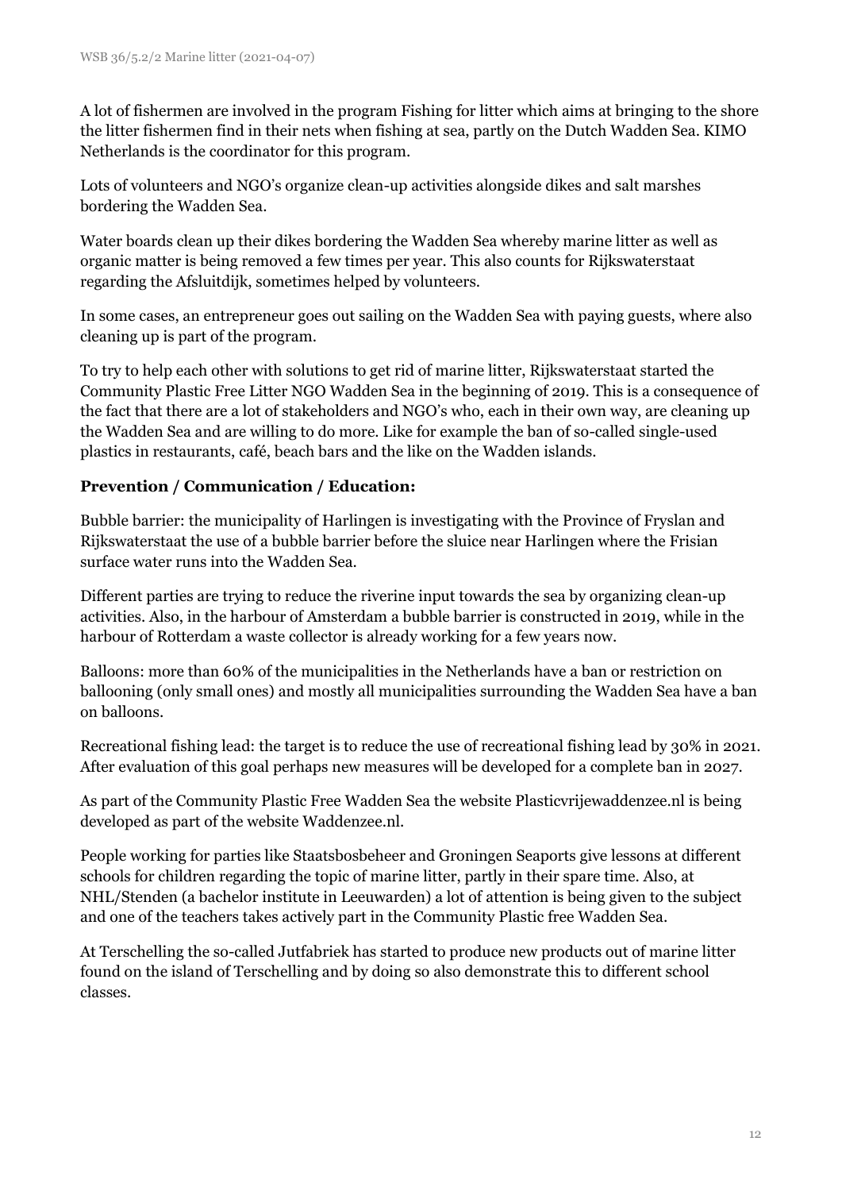A lot of fishermen are involved in the program Fishing for litter which aims at bringing to the shore the litter fishermen find in their nets when fishing at sea, partly on the Dutch Wadden Sea. KIMO Netherlands is the coordinator for this program.

Lots of volunteers and NGO's organize clean-up activities alongside dikes and salt marshes bordering the Wadden Sea.

Water boards clean up their dikes bordering the Wadden Sea whereby marine litter as well as organic matter is being removed a few times per year. This also counts for Rijkswaterstaat regarding the Afsluitdijk, sometimes helped by volunteers.

In some cases, an entrepreneur goes out sailing on the Wadden Sea with paying guests, where also cleaning up is part of the program.

To try to help each other with solutions to get rid of marine litter, Rijkswaterstaat started the Community Plastic Free Litter NGO Wadden Sea in the beginning of 2019. This is a consequence of the fact that there are a lot of stakeholders and NGO's who, each in their own way, are cleaning up the Wadden Sea and are willing to do more. Like for example the ban of so-called single-used plastics in restaurants, café, beach bars and the like on the Wadden islands.

**Prevention / Communication / Education:**

Bubble barrier: the municipality of Harlingen is investigating with the Province of Fryslan and Rijkswaterstaat the use of a bubble barrier before the sluice near Harlingen where the Frisian surface water runs into the Wadden Sea.

Different parties are trying to reduce the riverine input towards the sea by organizing clean-up activities. Also, in the harbour of Amsterdam a bubble barrier is constructed in 2019, while in the harbour of Rotterdam a waste collector is already working for a few years now.

Balloons: more than 60% of the municipalities in the Netherlands have a ban or restriction on ballooning (only small ones) and mostly all municipalities surrounding the Wadden Sea have a ban on balloons.

Recreational fishing lead: the target is to reduce the use of recreational fishing lead by 30% in 2021. After evaluation of this goal perhaps new measures will be developed for a complete ban in 2027.

As part of the Community Plastic Free Wadden Sea the website Plasticvrijewaddenzee.nl is being developed as part of the website Waddenzee.nl.

People working for parties like Staatsbosbeheer and Groningen Seaports give lessons at different schools for children regarding the topic of marine litter, partly in their spare time. Also, at NHL/Stenden (a bachelor institute in Leeuwarden) a lot of attention is being given to the subject and one of the teachers takes actively part in the Community Plastic free Wadden Sea.

At Terschelling the so-called Jutfabriek has started to produce new products out of marine litter found on the island of Terschelling and by doing so also demonstrate this to different school classes.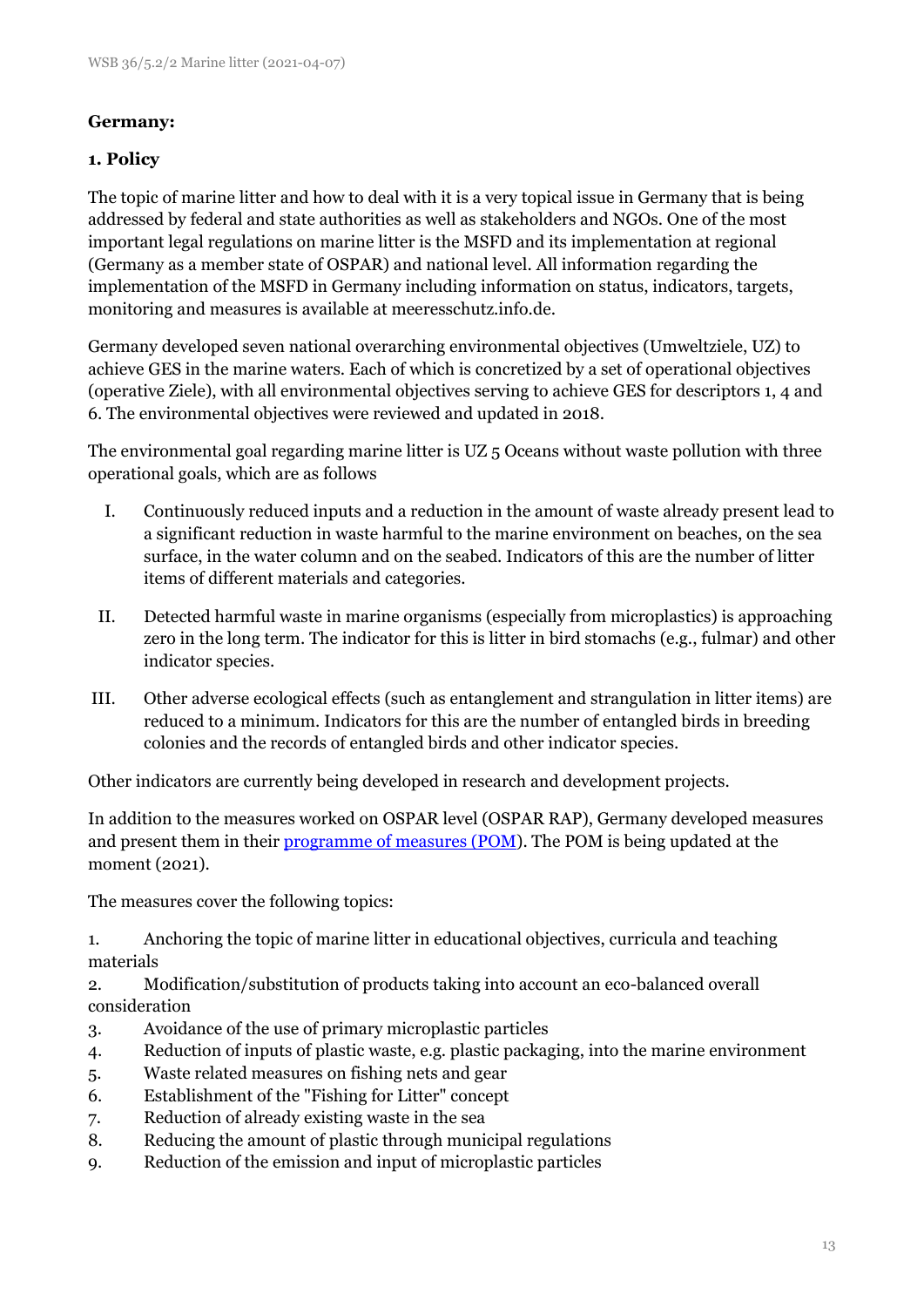**Germany:**

**1. Policy**

The topic of marine litter and how to deal with it is a very topical issue in Germany that is being addressed by federal and state authorities as well as stakeholders and NGOs. One of the most important legal regulations on marine litter is the MSFD and its implementation at regional (Germany as a member state of OSPAR) and national level. All information regarding the implementation of the MSFD in Germany including information on status, indicators, targets, monitoring and measures is available at meeresschutz.info.de.

Germany developed seven national overarching environmental objectives (Umweltziele, UZ) to achieve GES in the marine waters. Each of which is concretized by a set of operational objectives (operative Ziele), with all environmental objectives serving to achieve GES for descriptors 1, 4 and 6. The environmental objectives were reviewed and updated in 2018.

The environmental goal regarding marine litter is UZ 5 Oceans without waste pollution with three operational goals, which are as follows

I. Continuously reduced inputs and a reduction in the amount of waste already present lead to a significant reduction in waste harmful to the marine environment on beaches, on the sea surface, in the water column and on the seabed. Indicators of this are the number of litter items of different materials and categories.

II. Detected harmful waste in marine organisms (especially from microplastics) is approaching zero in the long term. The indicator for this is litter in bird stomachs (e.g., fulmar) and other indicator species.

III. Other adverse ecological effects (such as entanglement and strangulation in litter items) are reduced to a minimum. Indicators for this are the number of entangled birds in breeding colonies and the records of entangled birds and other indicator species.

Other indicators are currently being developed in research and development projects.

In addition to the measures worked on OSPAR level (OSPAR RAP), Germany developed measures and present them in their [programme of measures (POM)](). The POM is being updated at the moment (2021).

The measures cover the following topics:

1. Anchoring the topic of marine litter in educational objectives, curricula and teaching materials
2. Modification/substitution of products taking into account an eco-balanced overall consideration
3. Avoidance of the use of primary microplastic particles
4. Reduction of inputs of plastic waste, e.g. plastic packaging, into the marine environment
5. Waste related measures on fishing nets and gear
6. Establishment of the "Fishing for Litter" concept
7. Reduction of already existing waste in the sea
8. Reducing the amount of plastic through municipal regulations
9. Reduction of the emission and input of microplastic particles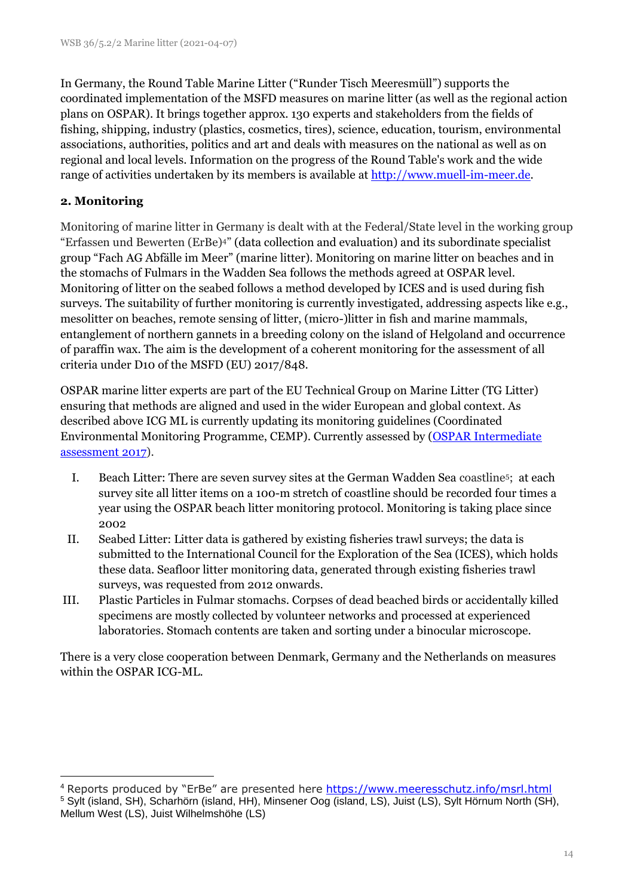In Germany, the Round Table Marine Litter ("Runder Tisch Meeresmüll") supports the coordinated implementation of the MSFD measures on marine litter (as well as the regional action plans on OSPAR). It brings together approx. 130 experts and stakeholders from the fields of fishing, shipping, industry (plastics, cosmetics, tires), science, education, tourism, environmental associations, authorities, politics and art and deals with measures on the national as well as on regional and local levels. Information on the progress of the Round Table's work and the wide range of activities undertaken by its members is available at [http://www.muell-im-meer.de](http://www.muell-im-meer.de).

## 2. Monitoring

Monitoring of marine litter in Germany is dealt with at the Federal/State level in the working group "Erfassen und Bewerten (ErBe)[4]" (data collection and evaluation) and its subordinate specialist group "Fach AG Abfälle im Meer" (marine litter). Monitoring on marine litter on beaches and in the stomachs of Fulmars in the Wadden Sea follows the methods agreed at OSPAR level. Monitoring of litter on the seabed follows a method developed by ICES and is used during fish surveys. The suitability of further monitoring is currently investigated, addressing aspects like e.g., mesolitter on beaches, remote sensing of litter, (micro-)litter in fish and marine mammals, entanglement of northern gannets in a breeding colony on the island of Helgoland and occurrence of paraffin wax. The aim is the development of a coherent monitoring for the assessment of all criteria under D10 of the MSFD (EU) 2017/848.

OSPAR marine litter experts are part of the EU Technical Group on Marine Litter (TG Litter) ensuring that methods are aligned and used in the wider European and global context. As described above ICG ML is currently updating its monitoring guidelines (Coordinated Environmental Monitoring Programme, CEMP). Currently assessed by ([OSPAR Intermediate assessment 2017](OSPAR Intermediate assessment 2017)).

I. Beach Litter: There are seven survey sites at the German Wadden Sea coastline[5]; at each survey site all litter items on a 100-m stretch of coastline should be recorded four times a year using the OSPAR beach litter monitoring protocol. Monitoring is taking place since 2002

II. Seabed Litter: Litter data is gathered by existing fisheries trawl surveys; the data is submitted to the International Council for the Exploration of the Sea (ICES), which holds these data. Seafloor litter monitoring data, generated through existing fisheries trawl surveys, was requested from 2012 onwards.

III. Plastic Particles in Fulmar stomachs. Corpses of dead beached birds or accidentally killed specimens are mostly collected by volunteer networks and processed at experienced laboratories. Stomach contents are taken and sorting under a binocular microscope.

There is a very close cooperation between Denmark, Germany and the Netherlands on measures within the OSPAR ICG-ML.

---

[4] Reports produced by "ErBe" are presented here [https://www.meeresschutz.info/msrl.html](https://www.meeresschutz.info/msrl.html)

[5] Sylt (island, SH), Scharhörn (island, HH), Minsener Oog (island, LS), Juist (LS), Sylt Hörnum North (SH), Mellum West (LS), Juist Wilhelmshöhe (LS)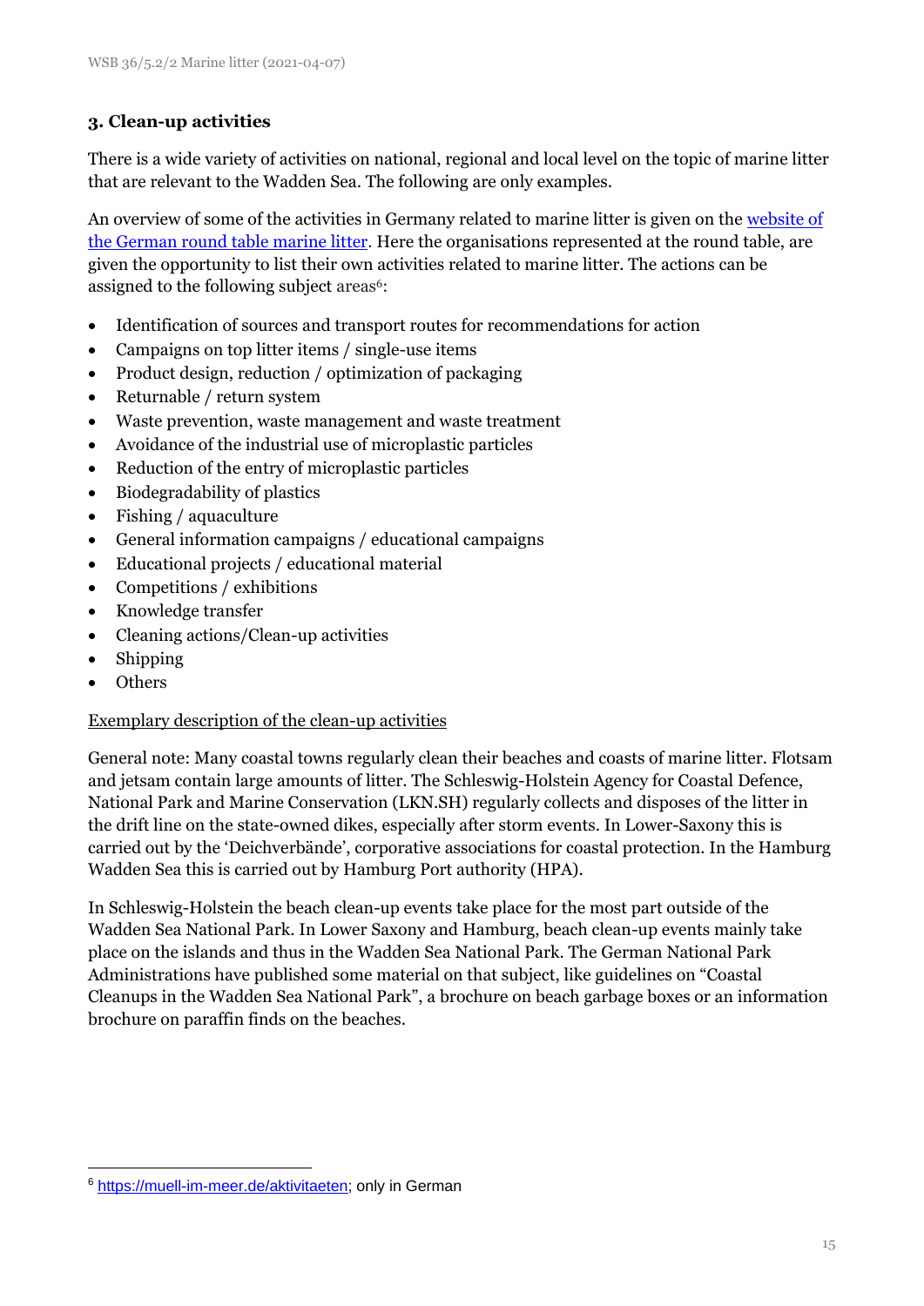## 3. Clean-up activities

There is a wide variety of activities on national, regional and local level on the topic of marine litter that are relevant to the Wadden Sea. The following are only examples.

An overview of some of the activities in Germany related to marine litter is given on the website of the German round table marine litter. Here the organisations represented at the round table, are given the opportunity to list their own activities related to marine litter. The actions can be assigned to the following subject areas[6]:

- Identification of sources and transport routes for recommendations for action
- Campaigns on top litter items / single-use items
- Product design, reduction / optimization of packaging
- Returnable / return system
- Waste prevention, waste management and waste treatment
- Avoidance of the industrial use of microplastic particles
- Reduction of the entry of microplastic particles
- Biodegradability of plastics
- Fishing / aquaculture
- General information campaigns / educational campaigns
- Educational projects / educational material
- Competitions / exhibitions
- Knowledge transfer
- Cleaning actions/Clean-up activities
- Shipping
- Others

Exemplary description of the clean-up activities

General note: Many coastal towns regularly clean their beaches and coasts of marine litter. Flotsam and jetsam contain large amounts of litter. The Schleswig-Holstein Agency for Coastal Defence, National Park and Marine Conservation (LKN.SH) regularly collects and disposes of the litter in the drift line on the state-owned dikes, especially after storm events. In Lower-Saxony this is carried out by the 'Deichverbände', corporative associations for coastal protection. In the Hamburg Wadden Sea this is carried out by Hamburg Port authority (HPA).

In Schleswig-Holstein the beach clean-up events take place for the most part outside of the Wadden Sea National Park. In Lower Saxony and Hamburg, beach clean-up events mainly take place on the islands and thus in the Wadden Sea National Park. The German National Park Administrations have published some material on that subject, like guidelines on "Coastal Cleanups in the Wadden Sea National Park", a brochure on beach garbage boxes or an information brochure on paraffin finds on the beaches.

[6] https://muell-im-meer.de/aktivitaeten; only in German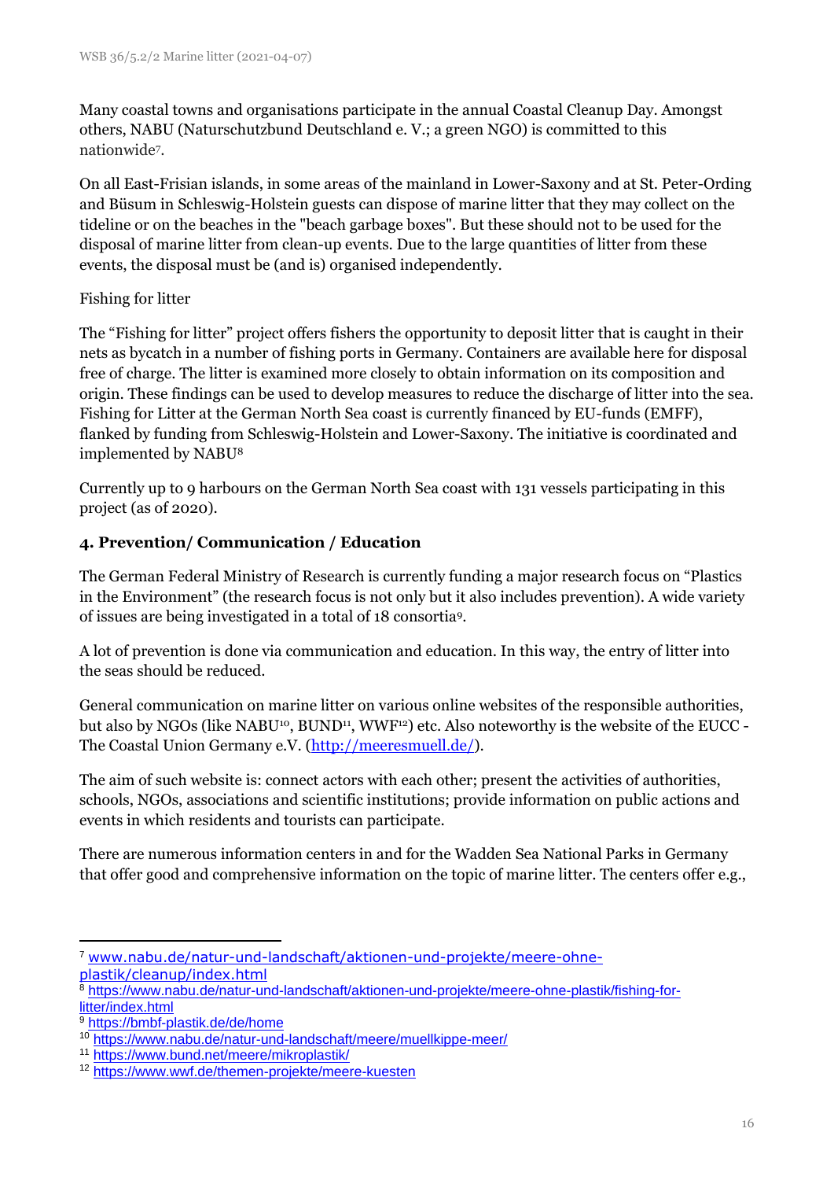Many coastal towns and organisations participate in the annual Coastal Cleanup Day. Amongst others, NABU (Naturschutzbund Deutschland e. V.; a green NGO) is committed to this nationwide[7].

On all East-Frisian islands, in some areas of the mainland in Lower-Saxony and at St. Peter-Ording and Büsum in Schleswig-Holstein guests can dispose of marine litter that they may collect on the tideline or on the beaches in the "beach garbage boxes". But these should not to be used for the disposal of marine litter from clean-up events. Due to the large quantities of litter from these events, the disposal must be (and is) organised independently.

Fishing for litter

The "Fishing for litter" project offers fishers the opportunity to deposit litter that is caught in their nets as bycatch in a number of fishing ports in Germany. Containers are available here for disposal free of charge. The litter is examined more closely to obtain information on its composition and origin. These findings can be used to develop measures to reduce the discharge of litter into the sea. Fishing for Litter at the German North Sea coast is currently financed by EU-funds (EMFF), flanked by funding from Schleswig-Holstein and Lower-Saxony. The initiative is coordinated and implemented by NABU[8]

Currently up to 9 harbours on the German North Sea coast with 131 vessels participating in this project (as of 2020).

### 4. Prevention/ Communication / Education

The German Federal Ministry of Research is currently funding a major research focus on "Plastics in the Environment" (the research focus is not only but it also includes prevention). A wide variety of issues are being investigated in a total of 18 consortia[9].

A lot of prevention is done via communication and education. In this way, the entry of litter into the seas should be reduced.

General communication on marine litter on various online websites of the responsible authorities, but also by NGOs (like NABU[10], BUND[11], WWF[12]) etc. Also noteworthy is the website of the EUCC - The Coastal Union Germany e.V. (http://meeresmuell.de/).

The aim of such website is: connect actors with each other; present the activities of authorities, schools, NGOs, associations and scientific institutions; provide information on public actions and events in which residents and tourists can participate.

There are numerous information centers in and for the Wadden Sea National Parks in Germany that offer good and comprehensive information on the topic of marine litter. The centers offer e.g.,

---

[7] www.nabu.de/natur-und-landschaft/aktionen-und-projekte/meere-ohne-plastik/cleanup/index.html

[8] https://www.nabu.de/natur-und-landschaft/aktionen-und-projekte/meere-ohne-plastik/fishing-for-litter/index.html

[9] https://bmbf-plastik.de/de/home

[10] https://www.nabu.de/natur-und-landschaft/meere/muellkippe-meer/

[11] https://www.bund.net/meere/mikroplastik/

[12] https://www.wwf.de/themen-projekte/meere-kuesten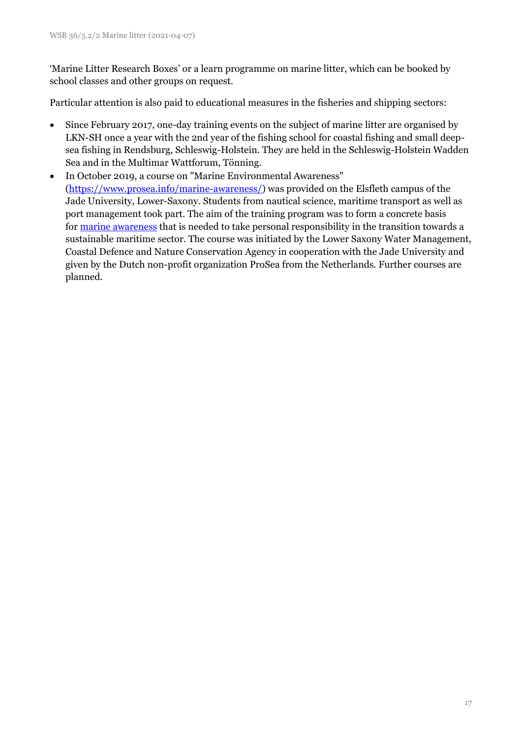'Marine Litter Research Boxes' or a learn programme on marine litter, which can be booked by school classes and other groups on request.

Particular attention is also paid to educational measures in the fisheries and shipping sectors:

- Since February 2017, one-day training events on the subject of marine litter are organised by LKN-SH once a year with the 2nd year of the fishing school for coastal fishing and small deep-sea fishing in Rendsburg, Schleswig-Holstein. They are held in the Schleswig-Holstein Wadden Sea and in the Multimar Wattforum, Tönning.
- In October 2019, a course on "Marine Environmental Awareness" ([https://www.prosea.info/marine-awareness/](https://www.prosea.info/marine-awareness/)) was provided on the Elsfleth campus of the Jade University, Lower-Saxony. Students from nautical science, maritime transport as well as port management took part. The aim of the training program was to form a concrete basis for [marine awareness](https://www.prosea.info/marine-awareness/) that is needed to take personal responsibility in the transition towards a sustainable maritime sector. The course was initiated by the Lower Saxony Water Management, Coastal Defence and Nature Conservation Agency in cooperation with the Jade University and given by the Dutch non-profit organization ProSea from the Netherlands. Further courses are planned.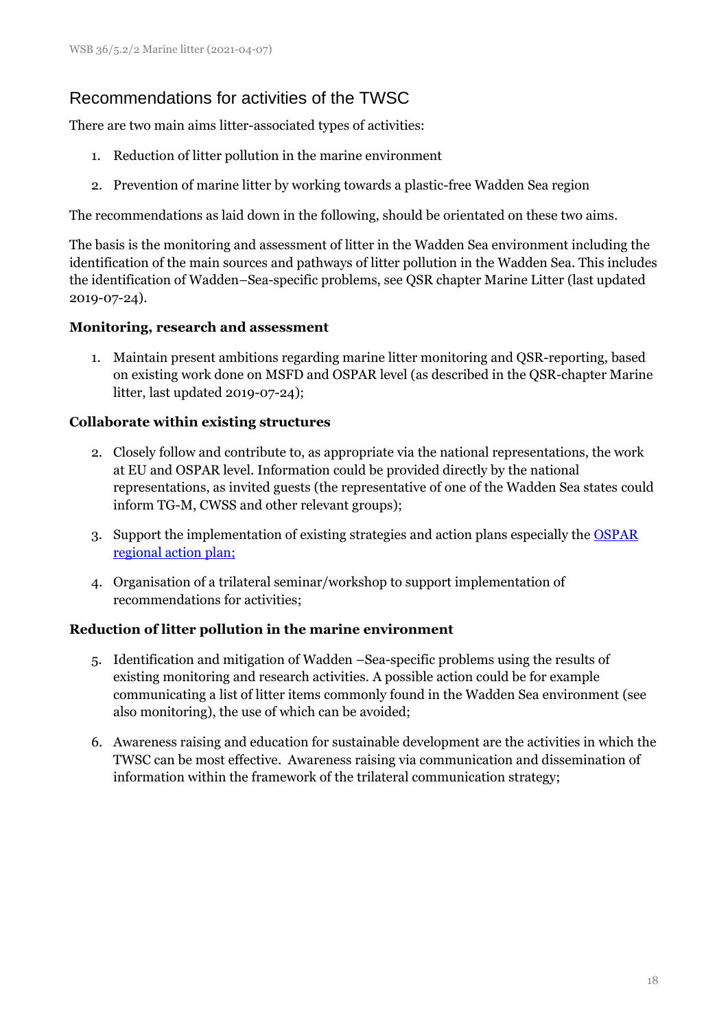## Recommendations for activities of the TWSC

There are two main aims litter-associated types of activities:

1. Reduction of litter pollution in the marine environment
2. Prevention of marine litter by working towards a plastic-free Wadden Sea region

The recommendations as laid down in the following, should be orientated on these two aims.

The basis is the monitoring and assessment of litter in the Wadden Sea environment including the identification of the main sources and pathways of litter pollution in the Wadden Sea. This includes the identification of Wadden–Sea-specific problems, see QSR chapter Marine Litter (last updated 2019-07-24).

**Monitoring, research and assessment**

1. Maintain present ambitions regarding marine litter monitoring and QSR-reporting, based on existing work done on MSFD and OSPAR level (as described in the QSR-chapter Marine litter, last updated 2019-07-24);

**Collaborate within existing structures**

2. Closely follow and contribute to, as appropriate via the national representations, the work at EU and OSPAR level. Information could be provided directly by the national representations, as invited guests (the representative of one of the Wadden Sea states could inform TG-M, CWSS and other relevant groups);
3. Support the implementation of existing strategies and action plans especially the OSPAR regional action plan;
4. Organisation of a trilateral seminar/workshop to support implementation of recommendations for activities;

**Reduction of litter pollution in the marine environment**

5. Identification and mitigation of Wadden –Sea-specific problems using the results of existing monitoring and research activities. A possible action could be for example communicating a list of litter items commonly found in the Wadden Sea environment (see also monitoring), the use of which can be avoided;
6. Awareness raising and education for sustainable development are the activities in which the TWSC can be most effective. Awareness raising via communication and dissemination of information within the framework of the trilateral communication strategy;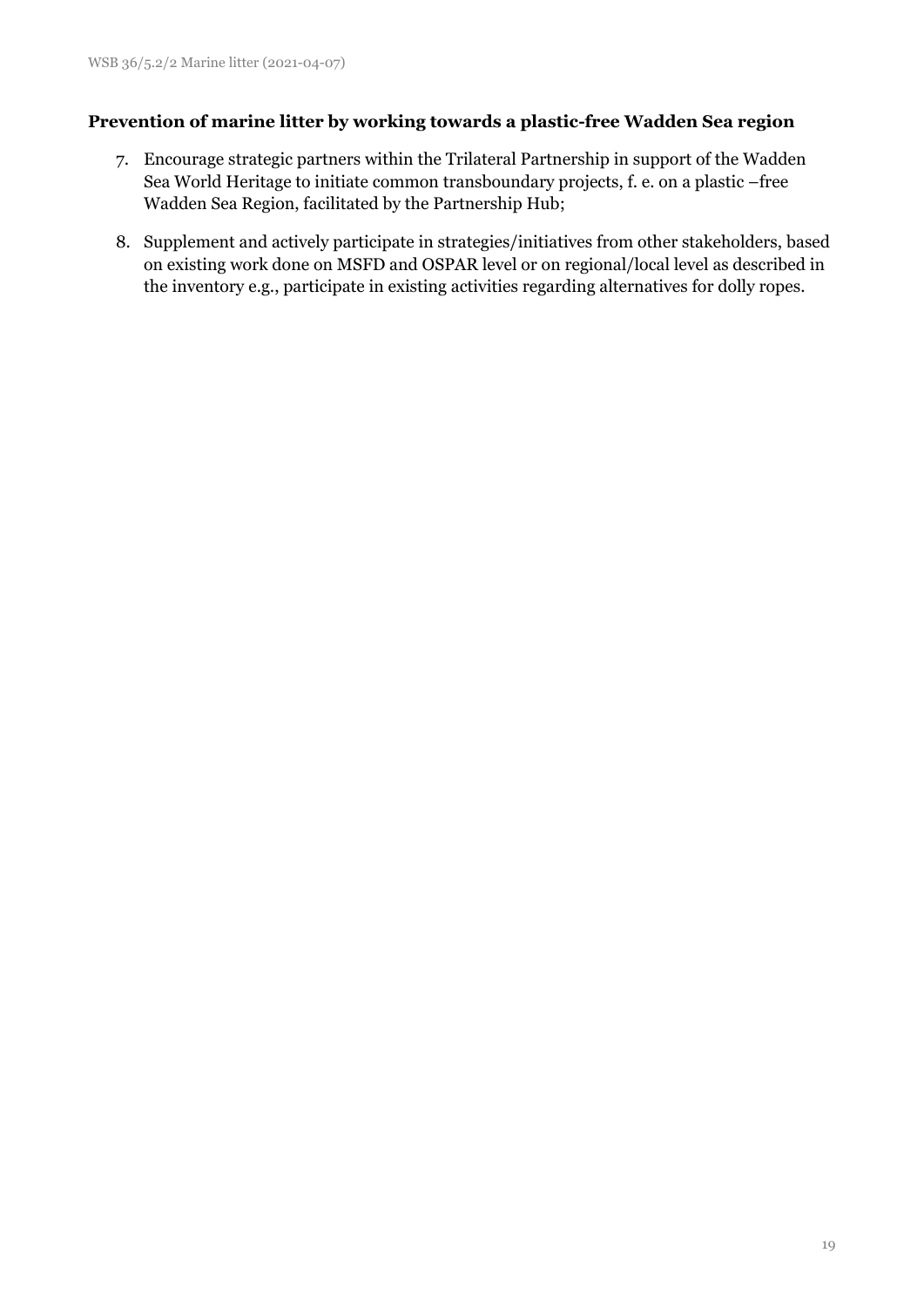**Prevention of marine litter by working towards a plastic-free Wadden Sea region**

7. Encourage strategic partners within the Trilateral Partnership in support of the Wadden Sea World Heritage to initiate common transboundary projects, f. e. on a plastic –free Wadden Sea Region, facilitated by the Partnership Hub;
8. Supplement and actively participate in strategies/initiatives from other stakeholders, based on existing work done on MSFD and OSPAR level or on regional/local level as described in the inventory e.g., participate in existing activities regarding alternatives for dolly ropes.